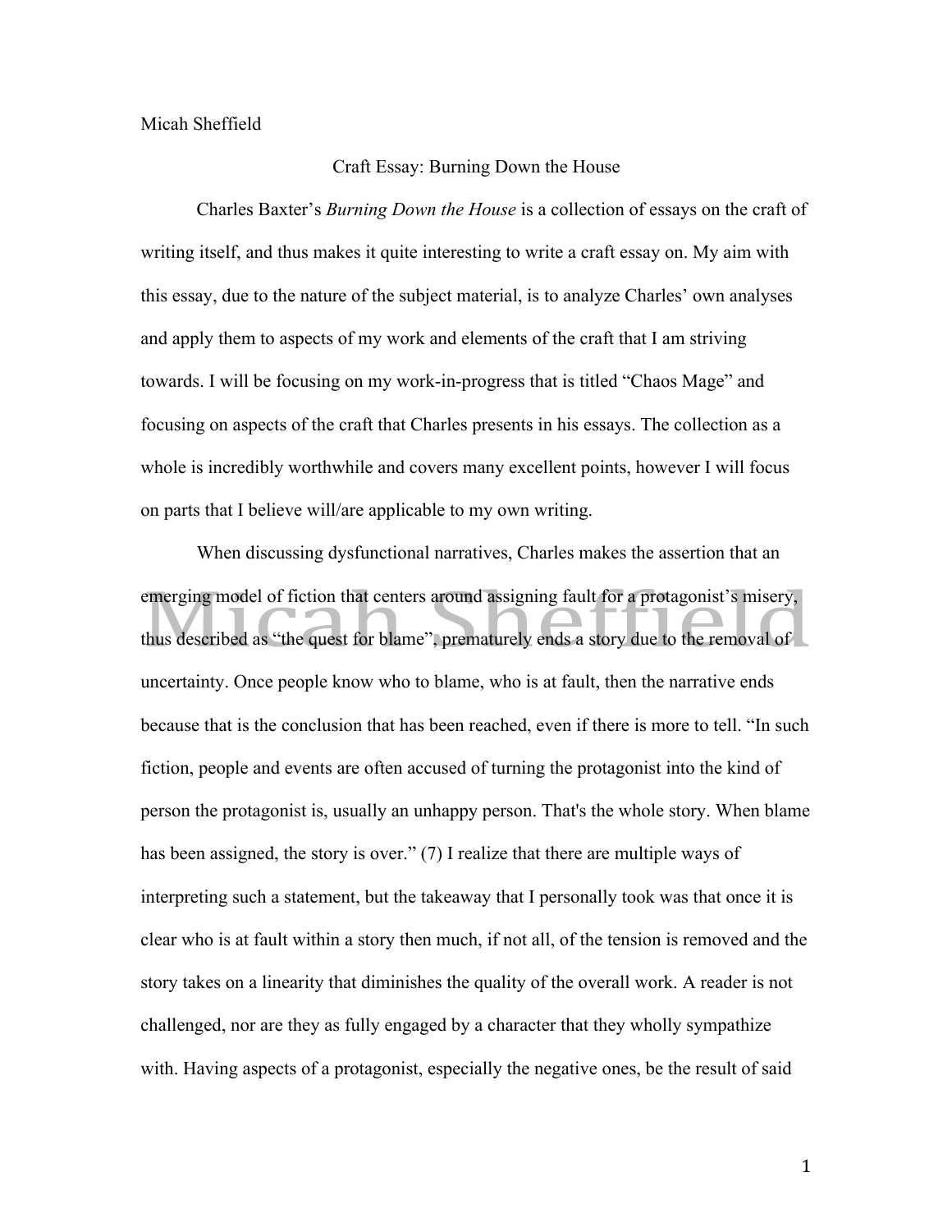Micah Sheffield

Craft Essay: Burning Down the House

Charles Baxter's *Burning Down the House* is a collection of essays on the craft of writing itself, and thus makes it quite interesting to write a craft essay on. My aim with this essay, due to the nature of the subject material, is to analyze Charles' own analyses and apply them to aspects of my work and elements of the craft that I am striving towards. I will be focusing on my work-in-progress that is titled "Chaos Mage" and focusing on aspects of the craft that Charles presents in his essays. The collection as a whole is incredibly worthwhile and covers many excellent points, however I will focus on parts that I believe will/are applicable to my own writing.

When discussing dysfunctional narratives, Charles makes the assertion that an emerging model of fiction that centers around assigning fault for a protagonist's misery, thus described as "the quest for blame", prematurely ends a story due to the removal of uncertainty. Once people know who to blame, who is at fault, then the narrative ends because that is the conclusion that has been reached, even if there is more to tell. "In such fiction, people and events are often accused of turning the protagonist into the kind of person the protagonist is, usually an unhappy person. That's the whole story. When blame has been assigned, the story is over." (7) I realize that there are multiple ways of interpreting such a statement, but the takeaway that I personally took was that once it is clear who is at fault within a story then much, if not all, of the tension is removed and the story takes on a linearity that diminishes the quality of the overall work. A reader is not challenged, nor are they as fully engaged by a character that they wholly sympathize with. Having aspects of a protagonist, especially the negative ones, be the result of said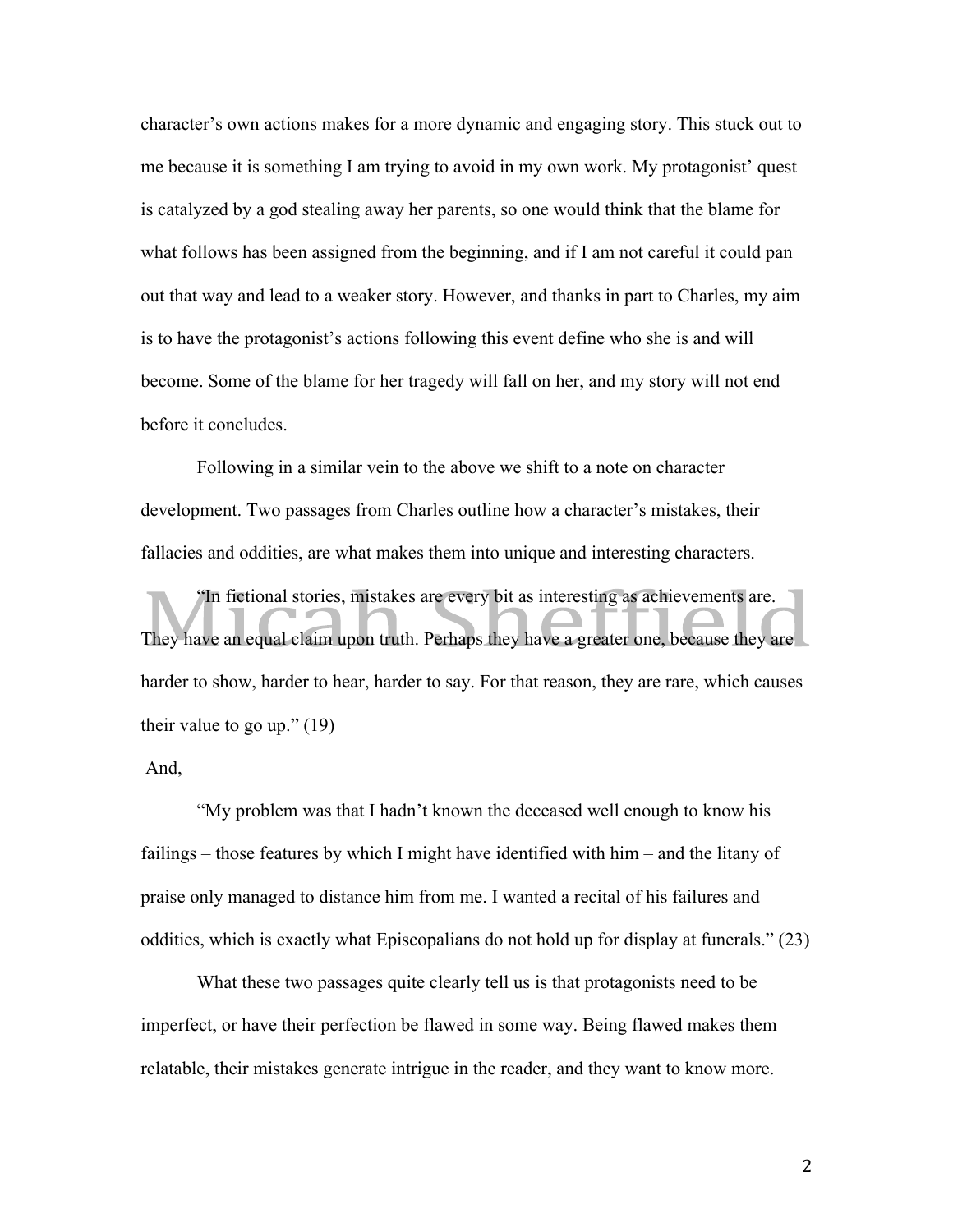character's own actions makes for a more dynamic and engaging story. This stuck out to me because it is something I am trying to avoid in my own work. My protagonist' quest is catalyzed by a god stealing away her parents, so one would think that the blame for what follows has been assigned from the beginning, and if I am not careful it could pan out that way and lead to a weaker story. However, and thanks in part to Charles, my aim is to have the protagonist's actions following this event define who she is and will become. Some of the blame for her tragedy will fall on her, and my story will not end before it concludes.

Following in a similar vein to the above we shift to a note on character development. Two passages from Charles outline how a character's mistakes, their fallacies and oddities, are what makes them into unique and interesting characters.

"In fictional stories, mistakes are every bit as interesting as achievements are. They have an equal claim upon truth. Perhaps they have a greater one, because they are harder to show, harder to hear, harder to say. For that reason, they are rare, which causes their value to go up." (19)

And,

"My problem was that I hadn't known the deceased well enough to know his failings – those features by which I might have identified with him – and the litany of praise only managed to distance him from me. I wanted a recital of his failures and oddities, which is exactly what Episcopalians do not hold up for display at funerals." (23)

What these two passages quite clearly tell us is that protagonists need to be imperfect, or have their perfection be flawed in some way. Being flawed makes them relatable, their mistakes generate intrigue in the reader, and they want to know more.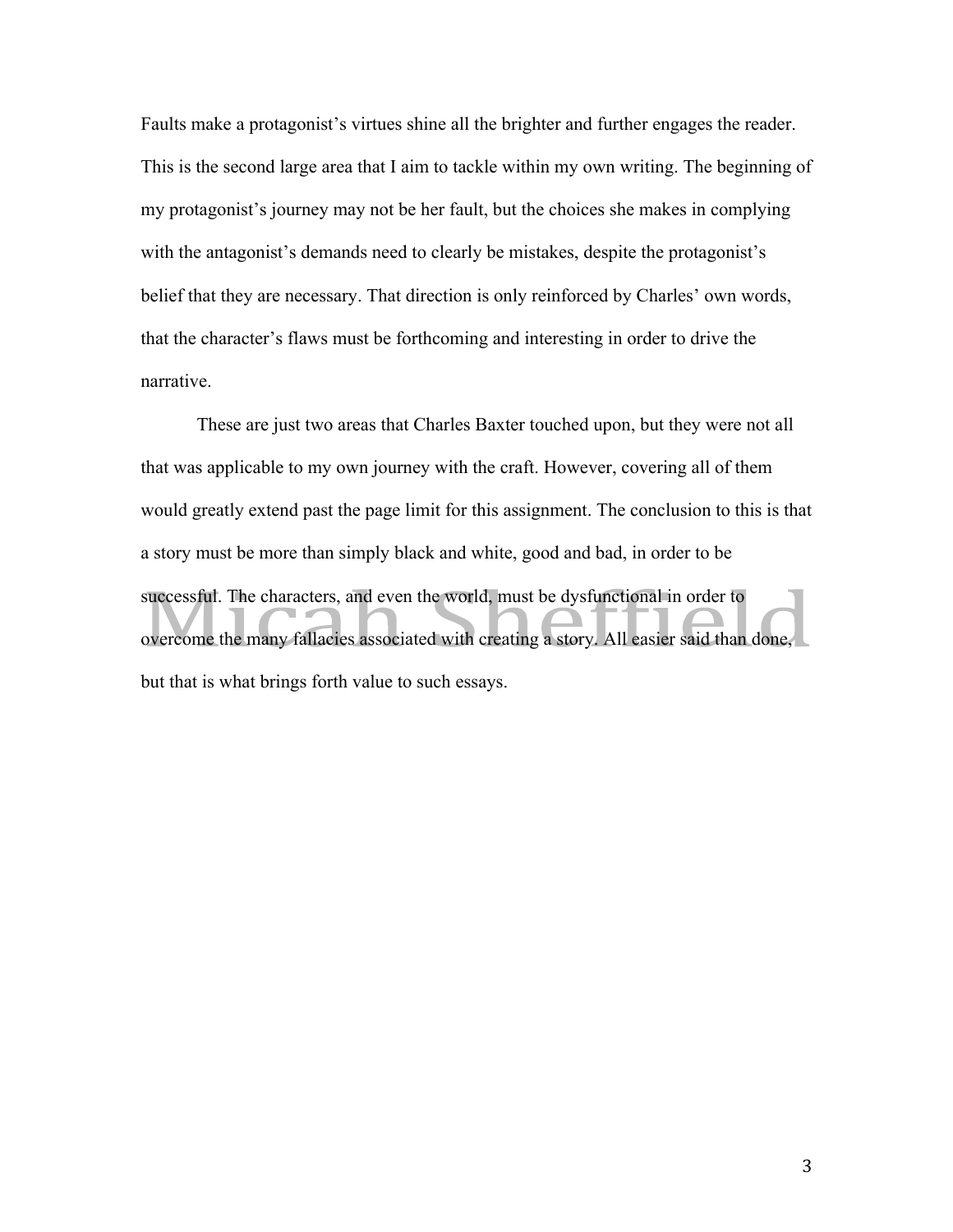Faults make a protagonist's virtues shine all the brighter and further engages the reader. This is the second large area that I aim to tackle within my own writing. The beginning of my protagonist's journey may not be her fault, but the choices she makes in complying with the antagonist's demands need to clearly be mistakes, despite the protagonist's belief that they are necessary. That direction is only reinforced by Charles' own words, that the character's flaws must be forthcoming and interesting in order to drive the narrative.

These are just two areas that Charles Baxter touched upon, but they were not all that was applicable to my own journey with the craft. However, covering all of them would greatly extend past the page limit for this assignment. The conclusion to this is that a story must be more than simply black and white, good and bad, in order to be successful. The characters, and even the world, must be dysfunctional in order to overcome the many fallacies associated with creating a story. All easier said than done, but that is what brings forth value to such essays.